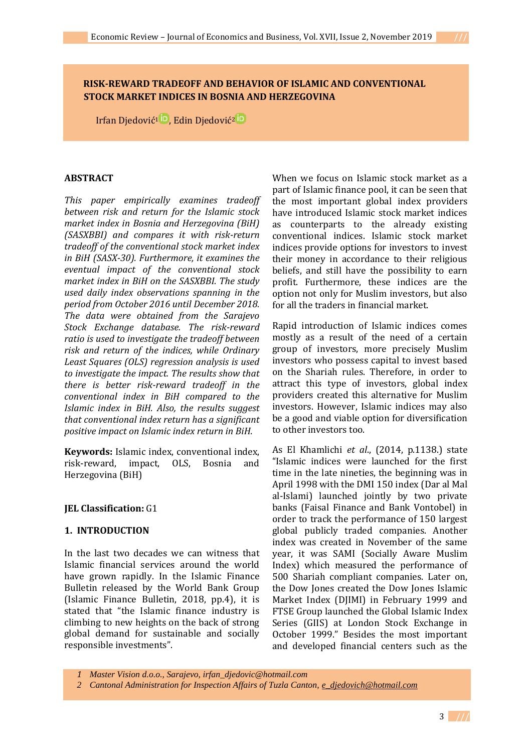# RISK-REWARD TRADEOFF AND BEHAVIOR OF ISLAMIC AND CONVENTIONAL STOCK MARKET INDICES IN BOSNIA AND HERZEGOVINA

Irfan Djedović[1], Edin Djedović[2]

## ABSTRACT

*This paper empirically examines tradeoff between risk and return for the Islamic stock market index in Bosnia and Herzegovina (BiH) (SASXBBI) and compares it with risk-return tradeoff of the conventional stock market index in BiH (SASX-30). Furthermore, it examines the eventual impact of the conventional stock market index in BiH on the SASXBBI. The study used daily index observations spanning in the period from October 2016 until December 2018. The data were obtained from the Sarajevo Stock Exchange database. The risk-reward ratio is used to investigate the tradeoff between risk and return of the indices, while Ordinary Least Squares (OLS) regression analysis is used to investigate the impact. The results show that there is better risk-reward tradeoff in the conventional index in BiH compared to the Islamic index in BiH. Also, the results suggest that conventional index return has a significant positive impact on Islamic index return in BiH.*

**Keywords:** Islamic index, conventional index, risk-reward, impact, OLS, Bosnia and Herzegovina (BiH)

**JEL Classification:** G1

## 1. INTRODUCTION

In the last two decades we can witness that Islamic financial services around the world have grown rapidly. In the Islamic Finance Bulletin released by the World Bank Group (Islamic Finance Bulletin, 2018, pp.4), it is stated that "the Islamic finance industry is climbing to new heights on the back of strong global demand for sustainable and socially responsible investments".

When we focus on Islamic stock market as a part of Islamic finance pool, it can be seen that the most important global index providers have introduced Islamic stock market indices as counterparts to the already existing conventional indices. Islamic stock market indices provide options for investors to invest their money in accordance to their religious beliefs, and still have the possibility to earn profit. Furthermore, these indices are the option not only for Muslim investors, but also for all the traders in financial market.

Rapid introduction of Islamic indices comes mostly as a result of the need of a certain group of investors, more precisely Muslim investors who possess capital to invest based on the Shariah rules. Therefore, in order to attract this type of investors, global index providers created this alternative for Muslim investors. However, Islamic indices may also be a good and viable option for diversification to other investors too.

As El Khamlichi *et al*., (2014, p.1138.) state "Islamic indices were launched for the first time in the late nineties, the beginning was in April 1998 with the DMI 150 index (Dar al Mal al-Islami) launched jointly by two private banks (Faisal Finance and Bank Vontobel) in order to track the performance of 150 largest global publicly traded companies. Another index was created in November of the same year, it was SAMI (Socially Aware Muslim Index) which measured the performance of 500 Shariah compliant companies. Later on, the Dow Jones created the Dow Jones Islamic Market Index (DJIMI) in February 1999 and FTSE Group launched the Global Islamic Index Series (GIIS) at London Stock Exchange in October 1999." Besides the most important and developed financial centers such as the

---

1 *Master Vision d.o.o., Sarajevo, irfan_djedovic@hotmail.com*

2 *Cantonal Administration for Inspection Affairs of Tuzla Canton, e_djedovich@hotmail.com*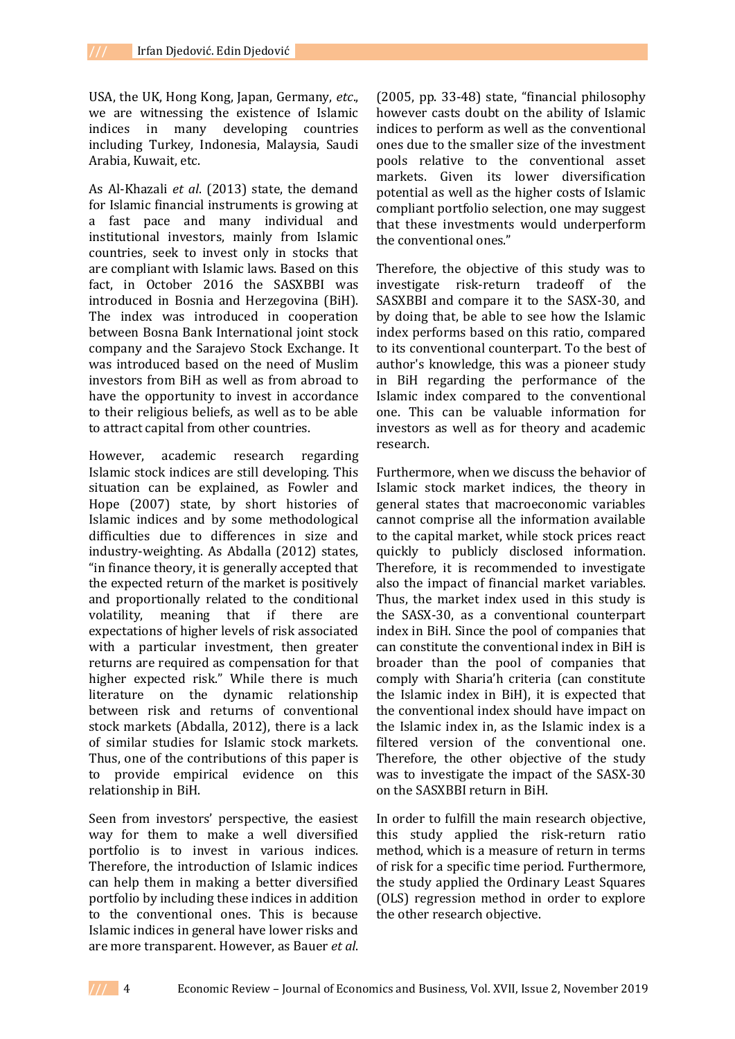USA, the UK, Hong Kong, Japan, Germany, *etc*., we are witnessing the existence of Islamic indices in many developing countries including Turkey, Indonesia, Malaysia, Saudi Arabia, Kuwait, etc.

As Al-Khazali *et al*. (2013) state, the demand for Islamic financial instruments is growing at a fast pace and many individual and institutional investors, mainly from Islamic countries, seek to invest only in stocks that are compliant with Islamic laws. Based on this fact, in October 2016 the SASXBBI was introduced in Bosnia and Herzegovina (BiH). The index was introduced in cooperation between Bosna Bank International joint stock company and the Sarajevo Stock Exchange. It was introduced based on the need of Muslim investors from BiH as well as from abroad to have the opportunity to invest in accordance to their religious beliefs, as well as to be able to attract capital from other countries.

However, academic research regarding Islamic stock indices are still developing. This situation can be explained, as Fowler and Hope (2007) state, by short histories of Islamic indices and by some methodological difficulties due to differences in size and industry-weighting. As Abdalla (2012) states, "in finance theory, it is generally accepted that the expected return of the market is positively and proportionally related to the conditional volatility, meaning that if there are expectations of higher levels of risk associated with a particular investment, then greater returns are required as compensation for that higher expected risk." While there is much literature on the dynamic relationship between risk and returns of conventional stock markets (Abdalla, 2012), there is a lack of similar studies for Islamic stock markets. Thus, one of the contributions of this paper is to provide empirical evidence on this relationship in BiH.

Seen from investors' perspective, the easiest way for them to make a well diversified portfolio is to invest in various indices. Therefore, the introduction of Islamic indices can help them in making a better diversified portfolio by including these indices in addition to the conventional ones. This is because Islamic indices in general have lower risks and are more transparent. However, as Bauer *et al*. (2005, pp. 33-48) state, "financial philosophy however casts doubt on the ability of Islamic indices to perform as well as the conventional ones due to the smaller size of the investment pools relative to the conventional asset markets. Given its lower diversification potential as well as the higher costs of Islamic compliant portfolio selection, one may suggest that these investments would underperform the conventional ones."

Therefore, the objective of this study was to investigate risk-return tradeoff of the SASXBBI and compare it to the SASX-30, and by doing that, be able to see how the Islamic index performs based on this ratio, compared to its conventional counterpart. To the best of author's knowledge, this was a pioneer study in BiH regarding the performance of the Islamic index compared to the conventional one. This can be valuable information for investors as well as for theory and academic research.

Furthermore, when we discuss the behavior of Islamic stock market indices, the theory in general states that macroeconomic variables cannot comprise all the information available to the capital market, while stock prices react quickly to publicly disclosed information. Therefore, it is recommended to investigate also the impact of financial market variables. Thus, the market index used in this study is the SASX-30, as a conventional counterpart index in BiH. Since the pool of companies that can constitute the conventional index in BiH is broader than the pool of companies that comply with Sharia'h criteria (can constitute the Islamic index in BiH), it is expected that the conventional index should have impact on the Islamic index in, as the Islamic index is a filtered version of the conventional one. Therefore, the other objective of the study was to investigate the impact of the SASX-30 on the SASXBBI return in BiH.

In order to fulfill the main research objective, this study applied the risk-return ratio method, which is a measure of return in terms of risk for a specific time period. Furthermore, the study applied the Ordinary Least Squares (OLS) regression method in order to explore the other research objective.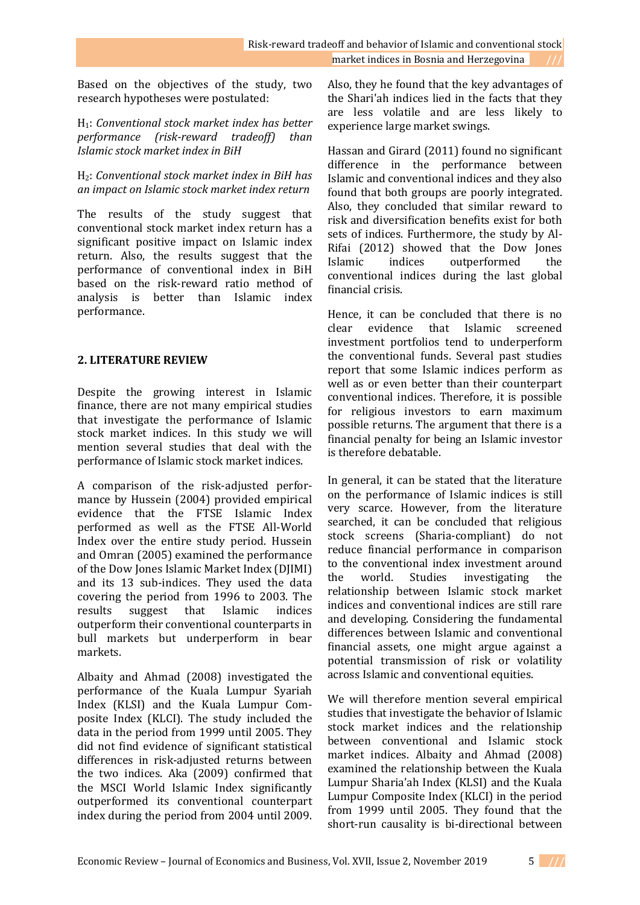Based on the objectives of the study, two research hypotheses were postulated:

H$_1$: *Conventional stock market index has better performance (risk-reward tradeoff) than Islamic stock market index in BiH*

H$_2$: *Conventional stock market index in BiH has an impact on Islamic stock market index return*

The results of the study suggest that conventional stock market index return has a significant positive impact on Islamic index return. Also, the results suggest that the performance of conventional index in BiH based on the risk-reward ratio method of analysis is better than Islamic index performance.

## 2. LITERATURE REVIEW

Despite the growing interest in Islamic finance, there are not many empirical studies that investigate the performance of Islamic stock market indices. In this study we will mention several studies that deal with the performance of Islamic stock market indices.

A comparison of the risk-adjusted performance by Hussein (2004) provided empirical evidence that the FTSE Islamic Index performed as well as the FTSE All-World Index over the entire study period. Hussein and Omran (2005) examined the performance of the Dow Jones Islamic Market Index (DJIMI) and its 13 sub-indices. They used the data covering the period from 1996 to 2003. The results suggest that Islamic indices outperform their conventional counterparts in bull markets but underperform in bear markets.

Albaity and Ahmad (2008) investigated the performance of the Kuala Lumpur Syariah Index (KLSI) and the Kuala Lumpur Composite Index (KLCI). The study included the data in the period from 1999 until 2005. They did not find evidence of significant statistical differences in risk-adjusted returns between the two indices. Aka (2009) confirmed that the MSCI World Islamic Index significantly outperformed its conventional counterpart index during the period from 2004 until 2009. Also, they he found that the key advantages of the Shari'ah indices lied in the facts that they are less volatile and are less likely to experience large market swings.

Hassan and Girard (2011) found no significant difference in the performance between Islamic and conventional indices and they also found that both groups are poorly integrated. Also, they concluded that similar reward to risk and diversification benefits exist for both sets of indices. Furthermore, the study by Al-Rifai (2012) showed that the Dow Jones Islamic indices outperformed the conventional indices during the last global financial crisis.

Hence, it can be concluded that there is no clear evidence that Islamic screened investment portfolios tend to underperform the conventional funds. Several past studies report that some Islamic indices perform as well as or even better than their counterpart conventional indices. Therefore, it is possible for religious investors to earn maximum possible returns. The argument that there is a financial penalty for being an Islamic investor is therefore debatable.

In general, it can be stated that the literature on the performance of Islamic indices is still very scarce. However, from the literature searched, it can be concluded that religious stock screens (Sharia-compliant) do not reduce financial performance in comparison to the conventional index investment around the world. Studies investigating the relationship between Islamic stock market indices and conventional indices are still rare and developing. Considering the fundamental differences between Islamic and conventional financial assets, one might argue against a potential transmission of risk or volatility across Islamic and conventional equities.

We will therefore mention several empirical studies that investigate the behavior of Islamic stock market indices and the relationship between conventional and Islamic stock market indices. Albaity and Ahmad (2008) examined the relationship between the Kuala Lumpur Sharia'ah Index (KLSI) and the Kuala Lumpur Composite Index (KLCI) in the period from 1999 until 2005. They found that the short-run causality is bi-directional between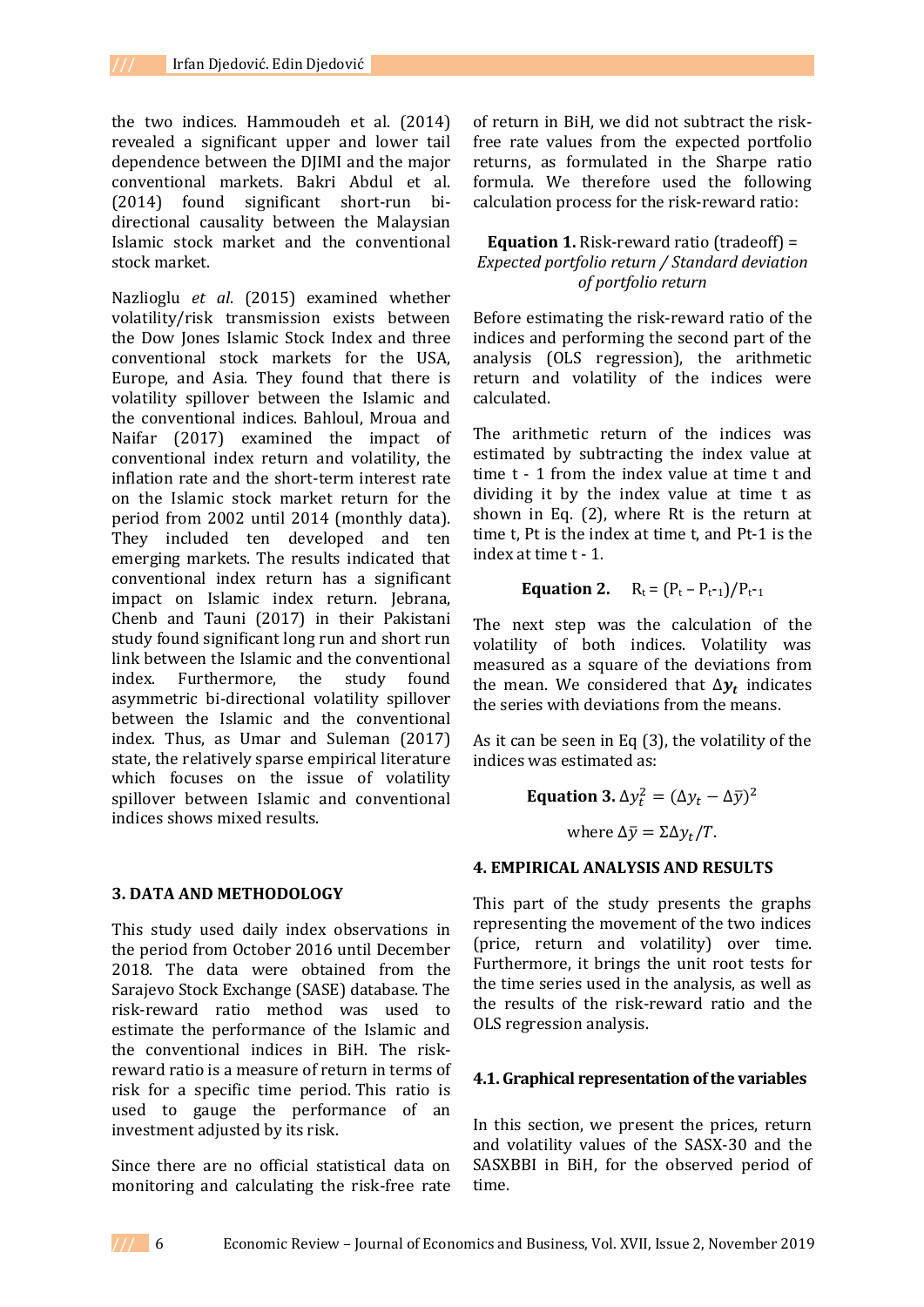the two indices. Hammoudeh et al. (2014) revealed a significant upper and lower tail dependence between the DJIMI and the major conventional markets. Bakri Abdul et al. (2014) found significant short-run bi-directional causality between the Malaysian Islamic stock market and the conventional stock market.

Nazlioglu *et al*. (2015) examined whether volatility/risk transmission exists between the Dow Jones Islamic Stock Index and three conventional stock markets for the USA, Europe, and Asia. They found that there is volatility spillover between the Islamic and the conventional indices. Bahloul, Mroua and Naifar (2017) examined the impact of conventional index return and volatility, the inflation rate and the short-term interest rate on the Islamic stock market return for the period from 2002 until 2014 (monthly data). They included ten developed and ten emerging markets. The results indicated that conventional index return has a significant impact on Islamic index return. Jebrana, Chenb and Tauni (2017) in their Pakistani study found significant long run and short run link between the Islamic and the conventional index. Furthermore, the study found asymmetric bi-directional volatility spillover between the Islamic and the conventional index. Thus, as Umar and Suleman (2017) state, the relatively sparse empirical literature which focuses on the issue of volatility spillover between Islamic and conventional indices shows mixed results.

## 3. DATA AND METHODOLOGY

This study used daily index observations in the period from October 2016 until December 2018. The data were obtained from the Sarajevo Stock Exchange (SASE) database. The risk-reward ratio method was used to estimate the performance of the Islamic and the conventional indices in BiH. The risk-reward ratio is a measure of return in terms of risk for a specific time period. This ratio is used to gauge the performance of an investment adjusted by its risk.

Since there are no official statistical data on monitoring and calculating the risk-free rate of return in BiH, we did not subtract the risk-free rate values from the expected portfolio returns, as formulated in the Sharpe ratio formula. We therefore used the following calculation process for the risk-reward ratio:

**Equation 1.** Risk-reward ratio (tradeoff) = *Expected portfolio return / Standard deviation of portfolio return*

Before estimating the risk-reward ratio of the indices and performing the second part of the analysis (OLS regression), the arithmetic return and volatility of the indices were calculated.

The arithmetic return of the indices was estimated by subtracting the index value at time t - 1 from the index value at time t and dividing it by the index value at time t as shown in Eq. (2), where Rt is the return at time t, Pt is the index at time t, and Pt-1 is the index at time t - 1.

**Equation 2.** $R_t = (P_t - P_{t-1})/P_{t-1}$

The next step was the calculation of the volatility of both indices. Volatility was measured as a square of the deviations from the mean. We considered that $\Delta \boldsymbol{y_t}$ indicates the series with deviations from the means.

As it can be seen in Eq (3), the volatility of the indices was estimated as:

**Equation 3.** $\Delta y_t^2 = (\Delta y_t - \Delta \bar{y})^2$

where $\Delta \bar{y} = \Sigma \Delta y_t / T$.

## 4. EMPIRICAL ANALYSIS AND RESULTS

This part of the study presents the graphs representing the movement of the two indices (price, return and volatility) over time. Furthermore, it brings the unit root tests for the time series used in the analysis, as well as the results of the risk-reward ratio and the OLS regression analysis.

### 4.1. Graphical representation of the variables

In this section, we present the prices, return and volatility values of the SASX-30 and the SASXBBI in BiH, for the observed period of time.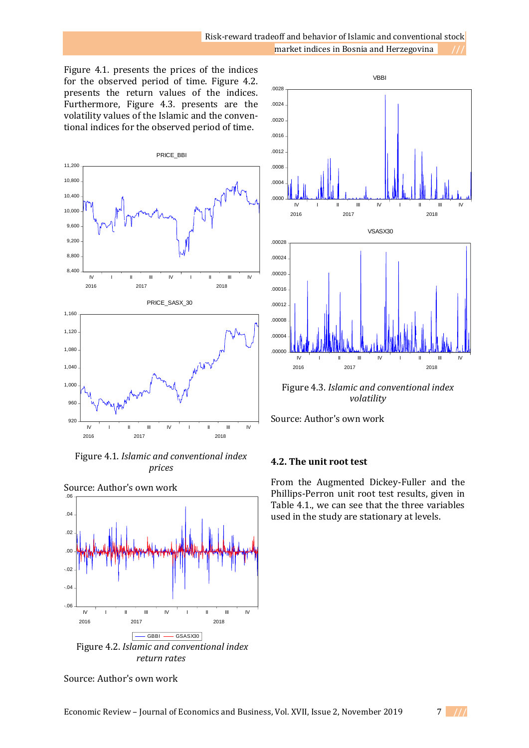Figure 4.1. presents the prices of the indices for the observed period of time. Figure 4.2. presents the return values of the indices. Furthermore, Figure 4.3. presents are the volatility values of the Islamic and the conventional indices for the observed period of time.

Figure 4.1. *Islamic and conventional index prices*

Source: Author's own work

Figure 4.2. *Islamic and conventional index return rates*

Source: Author's own work

Figure 4.3. *Islamic and conventional index volatility*

Source: Author's own work

## 4.2. The unit root test

From the Augmented Dickey-Fuller and the Phillips-Perron unit root test results, given in Table 4.1., we can see that the three variables used in the study are stationary at levels.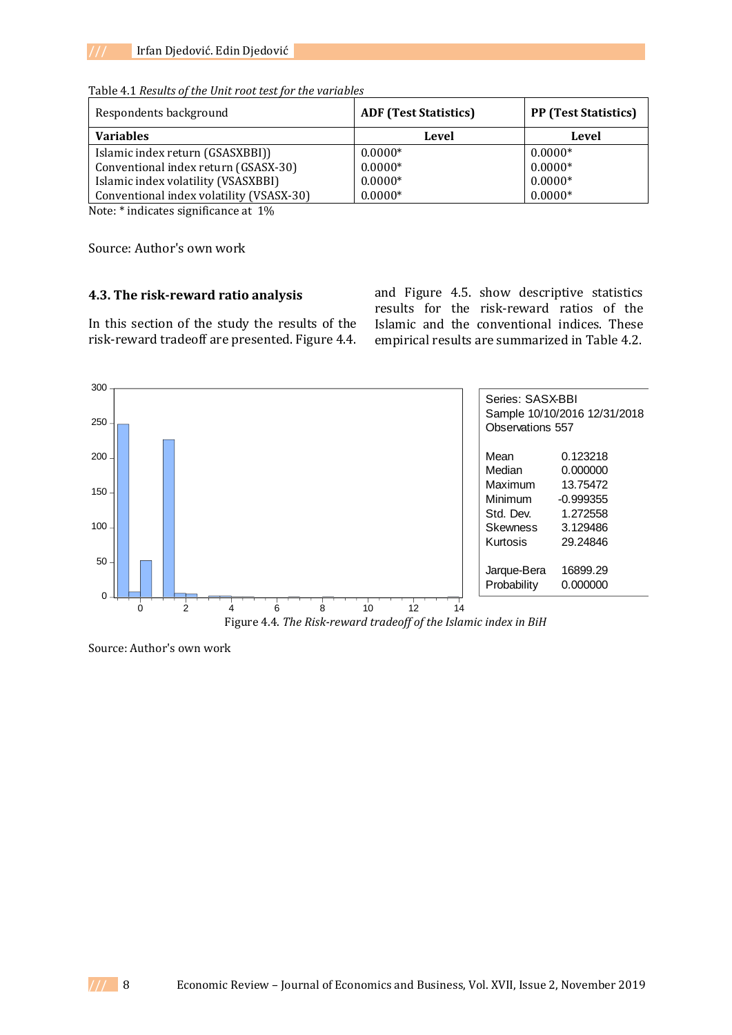Table 4.1 *Results of the Unit root test for the variables*

| Respondents background | ADF (Test Statistics) | PP (Test Statistics) |
|---|---|---|
| **Variables** | **Level** | **Level** |
| Islamic index return (GSASXBBI]) | 0.0000* | 0.0000* |
| Conventional index return (GSASX-30) | 0.0000* | 0.0000* |
| Islamic index volatility (VSASXBBI) | 0.0000* | 0.0000* |
| Conventional index volatility (VSASX-30) | 0.0000* | 0.0000* |

Note: * indicates significance at 1%

Source: Author's own work

### 4.3. The risk-reward ratio analysis

In this section of the study the results of the risk-reward tradeoff are presented. Figure 4.4. and Figure 4.5. show descriptive statistics results for the risk-reward ratios of the Islamic and the conventional indices. These empirical results are summarized in Table 4.2.

| | |
|---|---|
| Series: SASX-BBI | |
| Sample 10/10/2016 12/31/2018 | |
| Observations 557 | |
| Mean | 0.123218 |
| Median | 0.000000 |
| Maximum | 13.75472 |
| Minimum | -0.999355 |
| Std. Dev. | 1.272558 |
| Skewness | 3.129486 |
| Kurtosis | 29.24846 |
| Jarque-Bera | 16899.29 |
| Probability | 0.000000 |

Figure 4.4. *The Risk-reward tradeoff of the Islamic index in BiH*

Source: Author's own work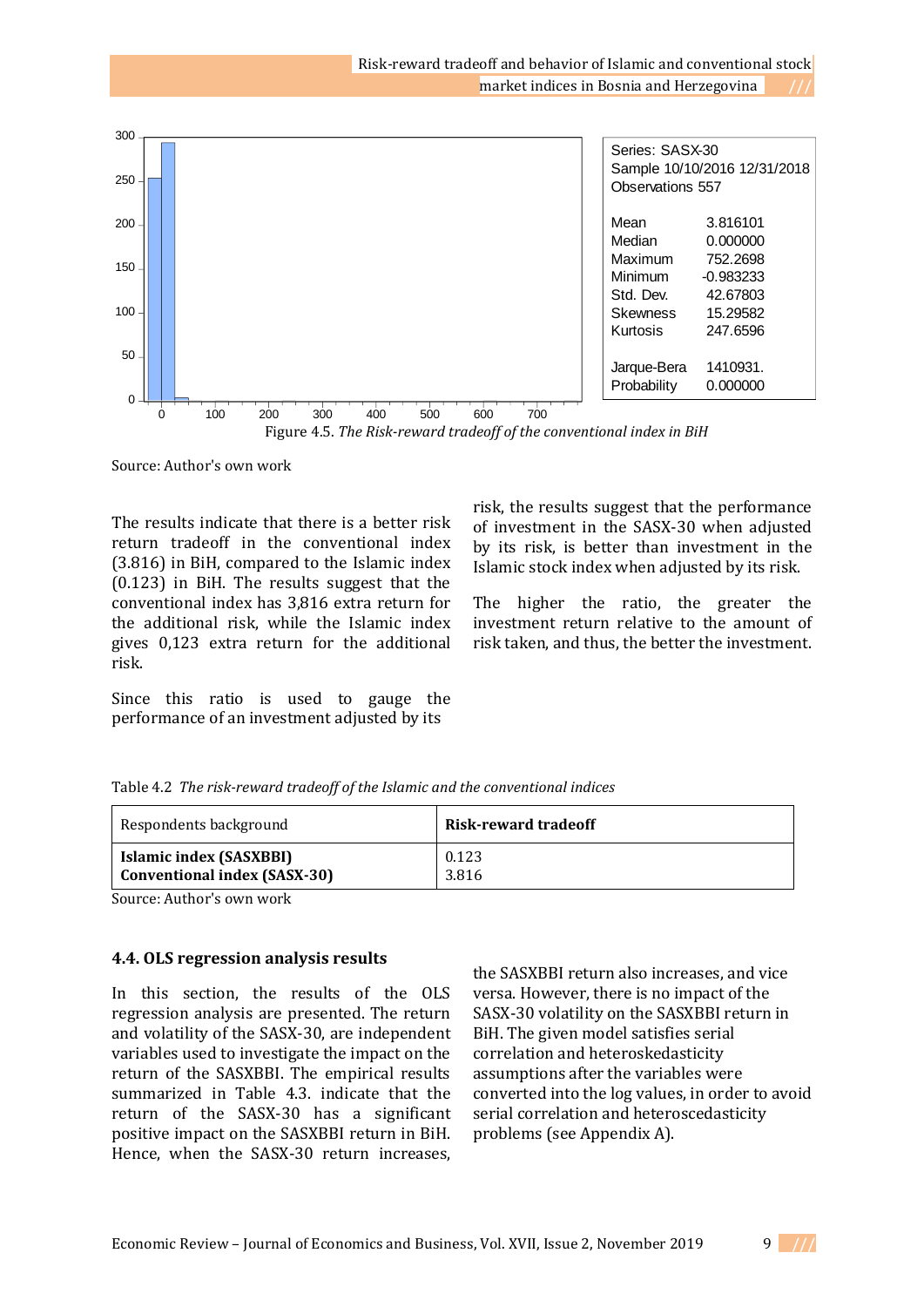| Series: SASX-30 | |
|---|---|
| Sample 10/10/2016 12/31/2018 | |
| Observations 557 | |
| Mean | 3.816101 |
| Median | 0.000000 |
| Maximum | 752.2698 |
| Minimum | -0.983233 |
| Std. Dev. | 42.67803 |
| Skewness | 15.29582 |
| Kurtosis | 247.6596 |
| Jarque-Bera | 1410931. |
| Probability | 0.000000 |

Figure 4.5. *The Risk-reward tradeoff of the conventional index in BiH*

Source: Author's own work

The results indicate that there is a better risk return tradeoff in the conventional index (3.816) in BiH, compared to the Islamic index (0.123) in BiH. The results suggest that the conventional index has 3,816 extra return for the additional risk, while the Islamic index gives 0,123 extra return for the additional risk.

Since this ratio is used to gauge the performance of an investment adjusted by its risk, the results suggest that the performance of investment in the SASX-30 when adjusted by its risk, is better than investment in the Islamic stock index when adjusted by its risk.

The higher the ratio, the greater the investment return relative to the amount of risk taken, and thus, the better the investment.

Table 4.2 *The risk-reward tradeoff of the Islamic and the conventional indices*

| Respondents background | **Risk-reward tradeoff** |
|---|---|
| **Islamic index (SASXBBI)** | 0.123 |
| **Conventional index (SASX-30)** | 3.816 |

Source: Author's own work

#### 4.4. OLS regression analysis results

In this section, the results of the OLS regression analysis are presented. The return and volatility of the SASX-30, are independent variables used to investigate the impact on the return of the SASXBBI. The empirical results summarized in Table 4.3. indicate that the return of the SASX-30 has a significant positive impact on the SASXBBI return in BiH. Hence, when the SASX-30 return increases, the SASXBBI return also increases, and vice versa. However, there is no impact of the SASX-30 volatility on the SASXBBI return in BiH. The given model satisfies serial correlation and heteroskedasticity assumptions after the variables were converted into the log values, in order to avoid serial correlation and heteroscedasticity problems (see Appendix A).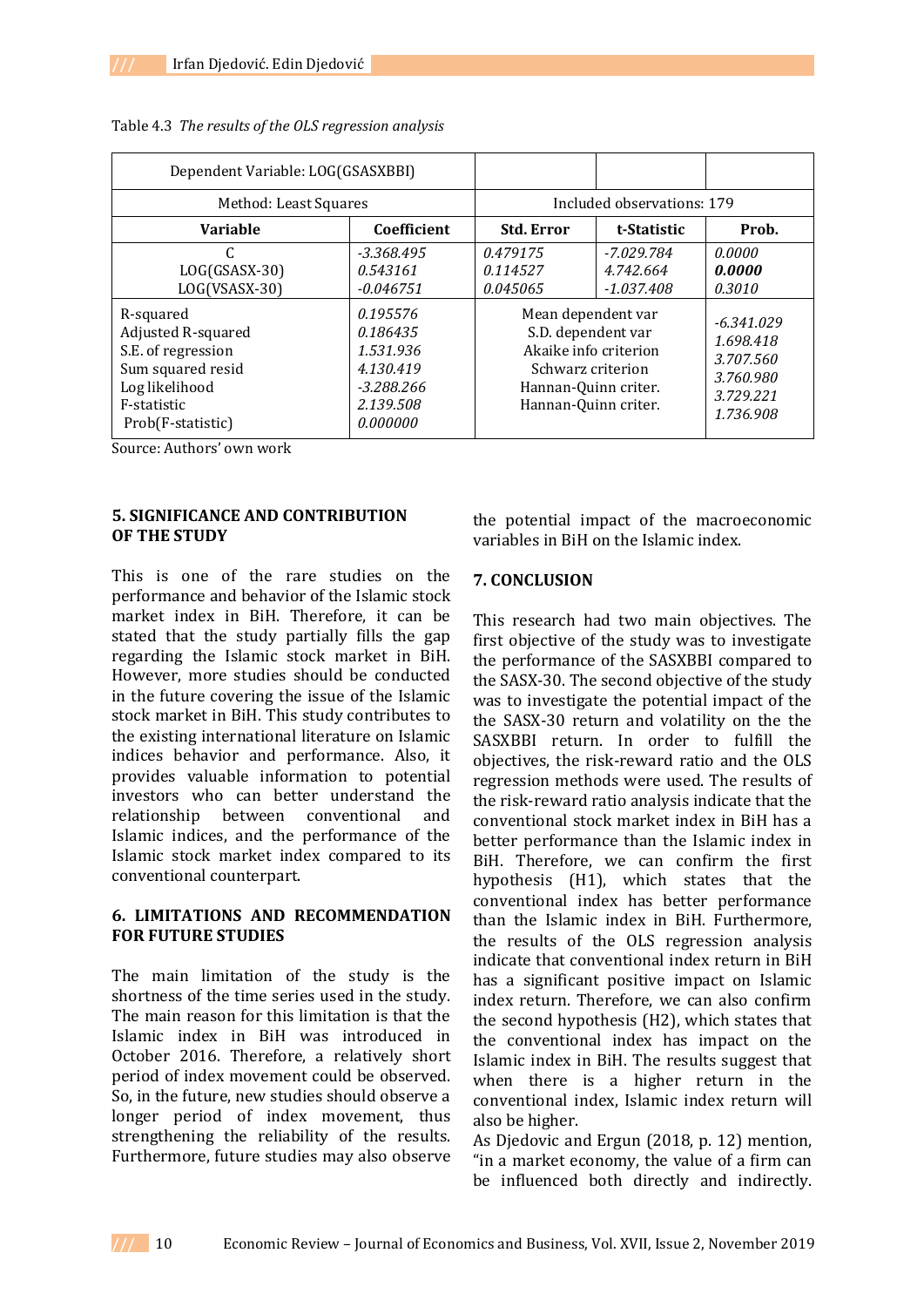Table 4.3 *The results of the OLS regression analysis*

| Dependent Variable: LOG(GSASXBBI) | | | | |
|---|---|---|---|---|
| Method: Least Squares | | Included observations: 179 | | |
| **Variable** | **Coefficient** | **Std. Error** | **t-Statistic** | **Prob.** |
| C<br>LOG(GSASX-30)<br>LOG(VSASX-30) | *-3.368.495*<br>*0.543161*<br>*-0.046751* | *0.479175*<br>*0.114527*<br>*0.045065* | *-7.029.784*<br>*4.742.664*<br>*-1.037.408* | *0.0000*<br>***0.0000***<br>*0.3010* |
| R-squared<br>Adjusted R-squared<br>S.E. of regression<br>Sum squared resid<br>Log likelihood<br>F-statistic<br>Prob(F-statistic) | *0.195576*<br>*0.186435*<br>*1.531.936*<br>*4.130.419*<br>*-3.288.266*<br>*2.139.508*<br>*0.000000* | Mean dependent var<br>S.D. dependent var<br>Akaike info criterion<br>Schwarz criterion<br>Hannan-Quinn criter.<br>Hannan-Quinn criter. | | *-6.341.029*<br>*1.698.418*<br>*3.707.560*<br>*3.760.980*<br>*3.729.221*<br>*1.736.908* |

Source: Authors' own work

## 5. SIGNIFICANCE AND CONTRIBUTION OF THE STUDY

This is one of the rare studies on the performance and behavior of the Islamic stock market index in BiH. Therefore, it can be stated that the study partially fills the gap regarding the Islamic stock market in BiH. However, more studies should be conducted in the future covering the issue of the Islamic stock market in BiH. This study contributes to the existing international literature on Islamic indices behavior and performance. Also, it provides valuable information to potential investors who can better understand the relationship between conventional and Islamic indices, and the performance of the Islamic stock market index compared to its conventional counterpart.

## 6. LIMITATIONS AND RECOMMENDATION FOR FUTURE STUDIES

The main limitation of the study is the shortness of the time series used in the study. The main reason for this limitation is that the Islamic index in BiH was introduced in October 2016. Therefore, a relatively short period of index movement could be observed. So, in the future, new studies should observe a longer period of index movement, thus strengthening the reliability of the results. Furthermore, future studies may also observe the potential impact of the macroeconomic variables in BiH on the Islamic index.

## 7. CONCLUSION

This research had two main objectives. The first objective of the study was to investigate the performance of the SASXBBI compared to the SASX-30. The second objective of the study was to investigate the potential impact of the the SASX-30 return and volatility on the the SASXBBI return. In order to fulfill the objectives, the risk-reward ratio and the OLS regression methods were used. The results of the risk-reward ratio analysis indicate that the conventional stock market index in BiH has a better performance than the Islamic index in BiH. Therefore, we can confirm the first hypothesis (H1), which states that the conventional index has better performance than the Islamic index in BiH. Furthermore, the results of the OLS regression analysis indicate that conventional index return in BiH has a significant positive impact on Islamic index return. Therefore, we can also confirm the second hypothesis (H2), which states that the conventional index has impact on the Islamic index in BiH. The results suggest that when there is a higher return in the conventional index, Islamic index return will also be higher.

As Djedovic and Ergun (2018, p. 12) mention, "in a market economy, the value of a firm can be influenced both directly and indirectly.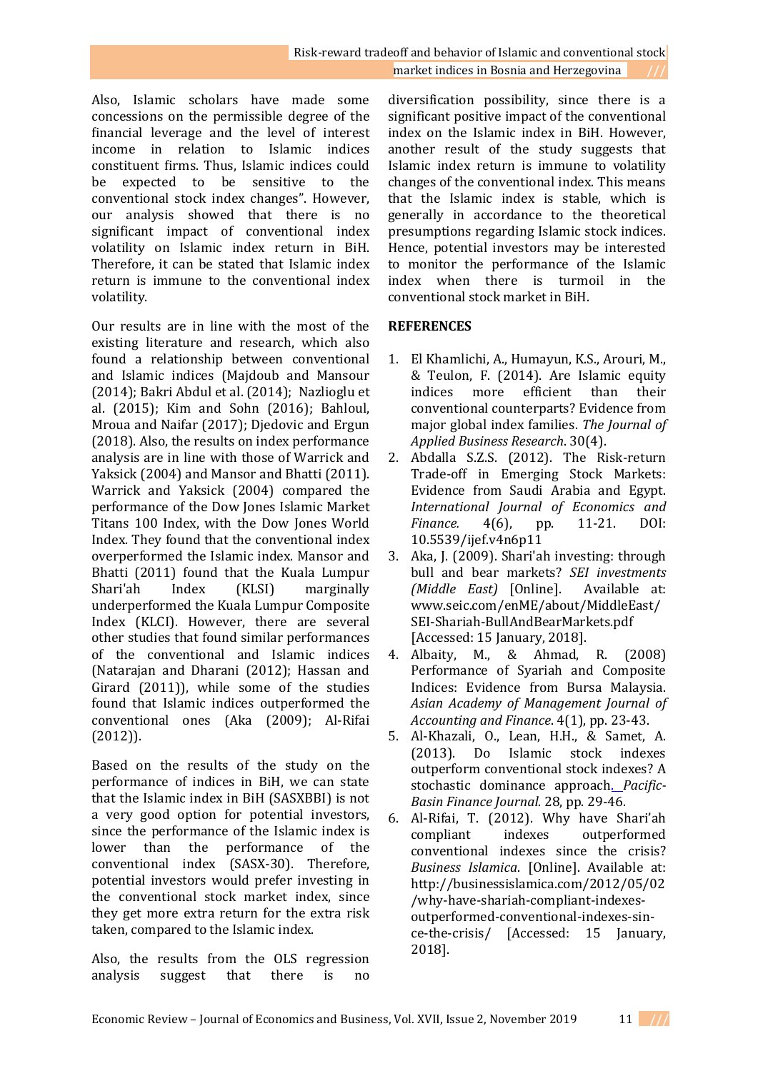Also, Islamic scholars have made some concessions on the permissible degree of the financial leverage and the level of interest income in relation to Islamic indices constituent firms. Thus, Islamic indices could be expected to be sensitive to the conventional stock index changes". However, our analysis showed that there is no significant impact of conventional index volatility on Islamic index return in BiH. Therefore, it can be stated that Islamic index return is immune to the conventional index volatility.

Our results are in line with the most of the existing literature and research, which also found a relationship between conventional and Islamic indices (Majdoub and Mansour (2014); Bakri Abdul et al. (2014); Nazlioglu et al. (2015); Kim and Sohn (2016); Bahloul, Mroua and Naifar (2017); Djedovic and Ergun (2018). Also, the results on index performance analysis are in line with those of Warrick and Yaksick (2004) and Mansor and Bhatti (2011). Warrick and Yaksick (2004) compared the performance of the Dow Jones Islamic Market Titans 100 Index, with the Dow Jones World Index. They found that the conventional index overperformed the Islamic index. Mansor and Bhatti (2011) found that the Kuala Lumpur Shari'ah Index (KLSI) marginally underperformed the Kuala Lumpur Composite Index (KLCI). However, there are several other studies that found similar performances of the conventional and Islamic indices (Natarajan and Dharani (2012); Hassan and Girard (2011)), while some of the studies found that Islamic indices outperformed the conventional ones (Aka (2009); Al-Rifai (2012)).

Based on the results of the study on the performance of indices in BiH, we can state that the Islamic index in BiH (SASXBBI) is not a very good option for potential investors, since the performance of the Islamic index is lower than the performance of the conventional index (SASX-30). Therefore, potential investors would prefer investing in the conventional stock market index, since they get more extra return for the extra risk taken, compared to the Islamic index.

Also, the results from the OLS regression analysis suggest that there is no diversification possibility, since there is a significant positive impact of the conventional index on the Islamic index in BiH. However, another result of the study suggests that Islamic index return is immune to volatility changes of the conventional index. This means that the Islamic index is stable, which is generally in accordance to the theoretical presumptions regarding Islamic stock indices. Hence, potential investors may be interested to monitor the performance of the Islamic index when there is turmoil in the conventional stock market in BiH.

## REFERENCES

1. El Khamlichi, A., Humayun, K.S., Arouri, M., & Teulon, F. (2014). Are Islamic equity indices more efficient than their conventional counterparts? Evidence from major global index families. *The Journal of Applied Business Research*. 30(4).
2. Abdalla S.Z.S. (2012). The Risk-return Trade-off in Emerging Stock Markets: Evidence from Saudi Arabia and Egypt. *International Journal of Economics and Finance.* 4(6), pp. 11-21. DOI: 10.5539/ijef.v4n6p11
3. Aka, J. (2009). Shari'ah investing: through bull and bear markets? *SEI investments (Middle East)* [Online]. Available at: www.seic.com/enME/about/MiddleEast/SEI-Shariah-BullAndBearMarkets.pdf [Accessed: 15 January, 2018].
4. Albaity, M., & Ahmad, R. (2008) Performance of Syariah and Composite Indices: Evidence from Bursa Malaysia. *Asian Academy of Management Journal of Accounting and Finance*. 4(1), pp. 23-43.
5. Al-Khazali, O., Lean, H.H., & Samet, A. (2013). Do Islamic stock indexes outperform conventional stock indexes? A stochastic dominance approach. *Pacific-Basin Finance Journal.* 28, pp. 29-46.
6. Al-Rifai, T. (2012). Why have Shari'ah compliant indexes outperformed conventional indexes since the crisis? *Business Islamica*. [Online]. Available at: http://businessislamica.com/2012/05/02/why-have-shariah-compliant-indexes-outperformed-conventional-indexes-since-the-crisis/ [Accessed: 15 January, 2018].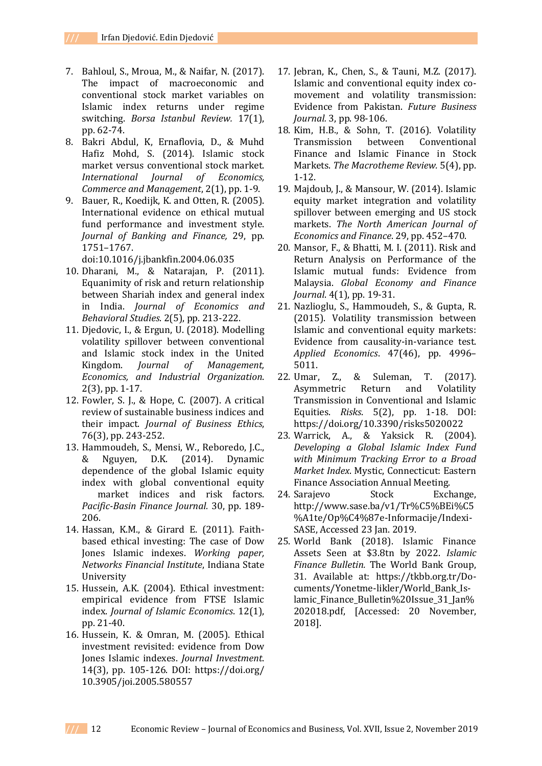7. Bahloul, S., Mroua, M., & Naifar, N. (2017). The impact of macroeconomic and conventional stock market variables on Islamic index returns under regime switching. *Borsa Istanbul Review.* 17(1), pp. 62-74.
8. Bakri Abdul, K, Ernaflovia, D., & Muhd Hafiz Mohd, S. (2014). Islamic stock market versus conventional stock market. *International Journal of Economics, Commerce and Management*, 2(1), pp. 1-9.
9. Bauer, R., Koedijk, K. and Otten, R. (2005). International evidence on ethical mutual fund performance and investment style. *Journal of Banking and Finance,* 29, pp. 1751–1767. doi:10.1016/j.jbankfin.2004.06.035
10. Dharani, M., & Natarajan, P. (2011). Equanimity of risk and return relationship between Shariah index and general index in India. *Journal of Economics and Behavioral Studies*. 2(5), pp. 213-222.
11. Djedovic, I., & Ergun, U. (2018). Modelling volatility spillover between conventional and Islamic stock index in the United Kingdom. *Journal of Management, Economics, and Industrial Organization*. 2(3), pp. 1-17.
12. Fowler, S. J., & Hope, C. (2007). A critical review of sustainable business indices and their impact. *Journal of Business Ethics*, 76(3), pp. 243-252.
13. Hammoudeh, S., Mensi, W., Reboredo, J.C., & Nguyen, D.K. (2014). Dynamic dependence of the global Islamic equity index with global conventional equity market indices and risk factors. *Pacific-Basin Finance Journal*. 30, pp. 189-206.
14. Hassan, K.M., & Girard E. (2011). Faith-based ethical investing: The case of Dow Jones Islamic indexes. *Working paper, Networks Financial Institute*, Indiana State University
15. Hussein, A.K. (2004). Ethical investment: empirical evidence from FTSE Islamic index. *Journal of Islamic Economics*. 12(1), pp. 21-40.
16. Hussein, K. & Omran, M. (2005). Ethical investment revisited: evidence from Dow Jones Islamic indexes. *Journal Investment*. 14(3), pp. 105-126. DOI: https://doi.org/10.3905/joi.2005.580557
17. Jebran, K., Chen, S., & Tauni, M.Z. (2017). Islamic and conventional equity index co-movement and volatility transmission: Evidence from Pakistan. *Future Business Journal.* 3, pp. 98-106.
18. Kim, H.B., & Sohn, T. (2016). Volatility Transmission between Conventional Finance and Islamic Finance in Stock Markets. *The Macrotheme Review.* 5(4), pp. 1-12.
19. Majdoub, J., & Mansour, W. (2014). Islamic equity market integration and volatility spillover between emerging and US stock markets. *The North American Journal of Economics and Finance*. 29, pp. 452–470.
20. Mansor, F., & Bhatti, M. I. (2011). Risk and Return Analysis on Performance of the Islamic mutual funds: Evidence from Malaysia. *Global Economy and Finance Journal*. 4(1), pp. 19-31.
21. Nazlioglu, S., Hammoudeh, S., & Gupta, R. (2015). Volatility transmission between Islamic and conventional equity markets: Evidence from causality-in-variance test. *Applied Economics*. 47(46), pp. 4996–5011.
22. Umar, Z., & Suleman, T. (2017). Asymmetric Return and Volatility Transmission in Conventional and Islamic Equities. *Risks*. 5(2), pp. 1-18. DOI: https://doi.org/10.3390/risks5020022
23. Warrick, A., & Yaksick R. (2004). *Developing a Global Islamic Index Fund with Minimum Tracking Error to a Broad Market Index*. Mystic, Connecticut: Eastern Finance Association Annual Meeting.
24. Sarajevo Stock Exchange, http://www.sase.ba/v1/Tr%C5%BEi%C5%A1te/Op%C4%87e-Informacije/Indexi-SASE, Accessed 23 Jan. 2019.
25. World Bank (2018). Islamic Finance Assets Seen at $3.8tn by 2022. *Islamic Finance Bulletin.* The World Bank Group, 31. Available at: https://tkbb.org.tr/Documents/Yonetme-likler/World_Bank_Islamic_Finance_Bulletin%20Issue_31_Jan%202018.pdf, [Accessed: 20 November, 2018].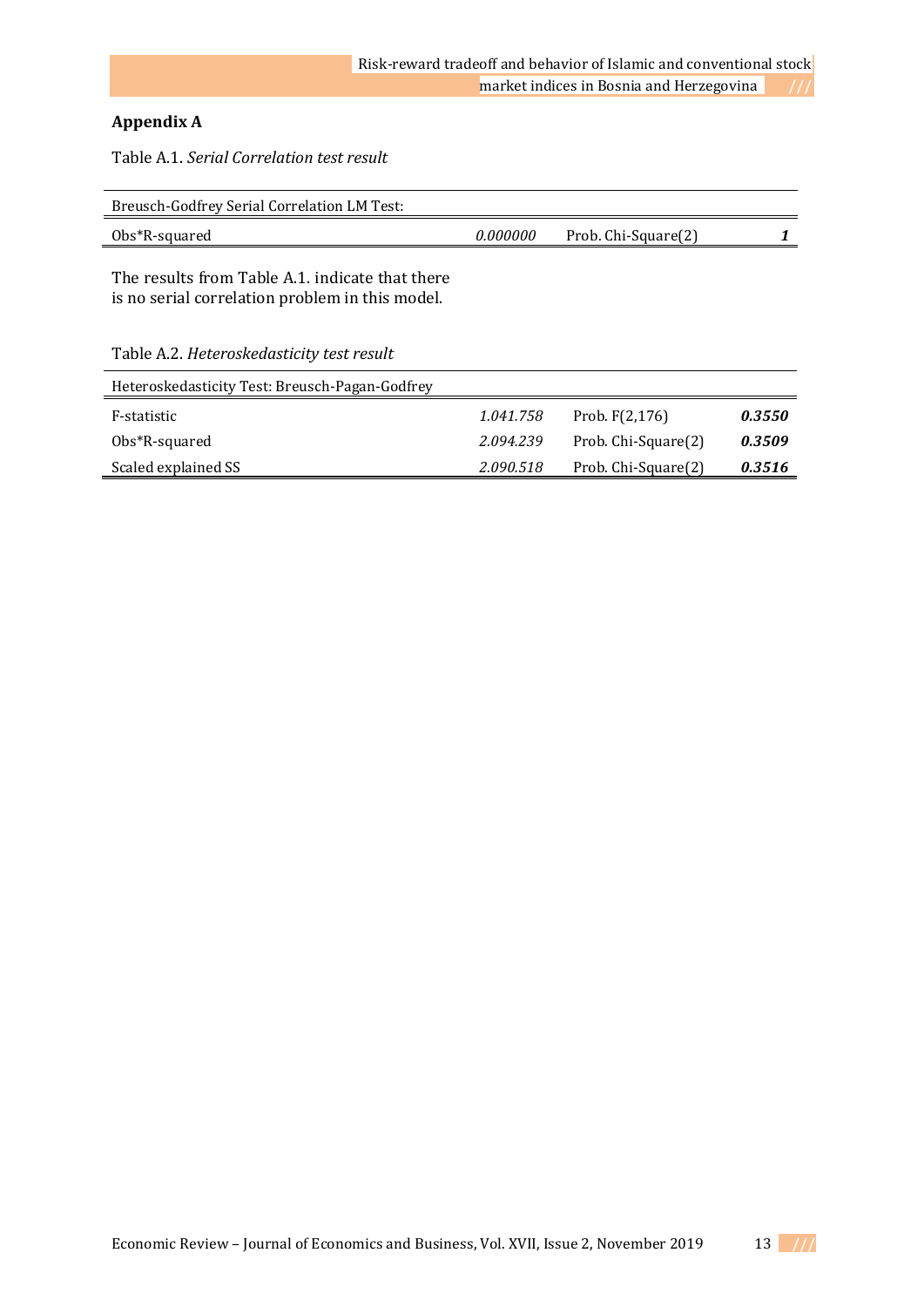## Appendix A

Table A.1. *Serial Correlation test result*

| | | | |
|---|---|---|---|
| Breusch-Godfrey Serial Correlation LM Test: | | | |
| Obs*R-squared | *0.000000* | Prob. Chi-Square(2) | ***1*** |

The results from Table A.1. indicate that there is no serial correlation problem in this model.

Table A.2. *Heteroskedasticity test result*

| | | | |
|---|---|---|---|
| Heteroskedasticity Test: Breusch-Pagan-Godfrey | | | |
| F-statistic | *1.041.758* | Prob. F(2,176) | ***0.3550*** |
| Obs*R-squared | *2.094.239* | Prob. Chi-Square(2) | ***0.3509*** |
| Scaled explained SS | *2.090.518* | Prob. Chi-Square(2) | ***0.3516*** |